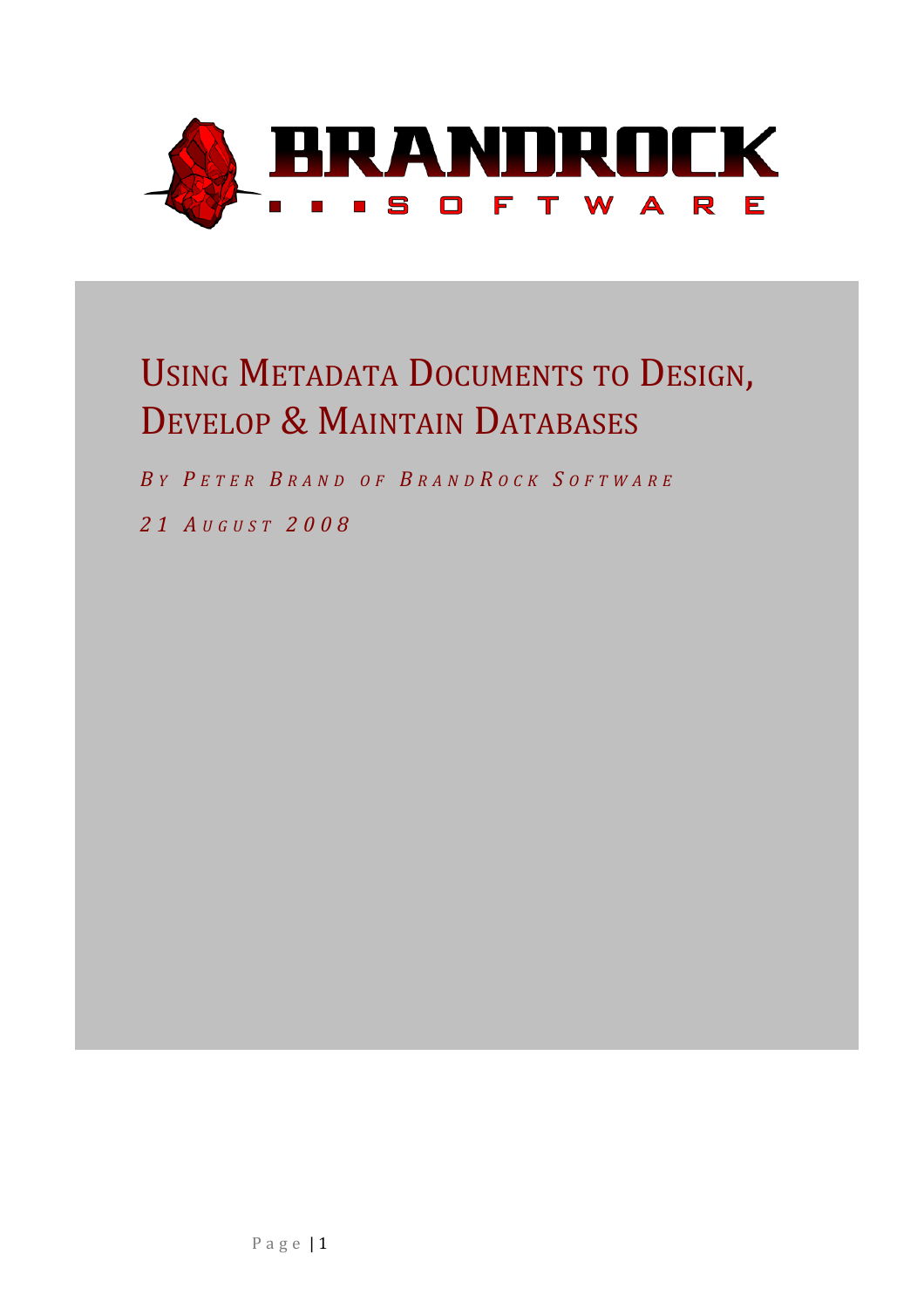# Using Metadata Documents to Design, Develop & Maintain Databases

*By Peter Brand of BrandRock Software*

*21 August 2008*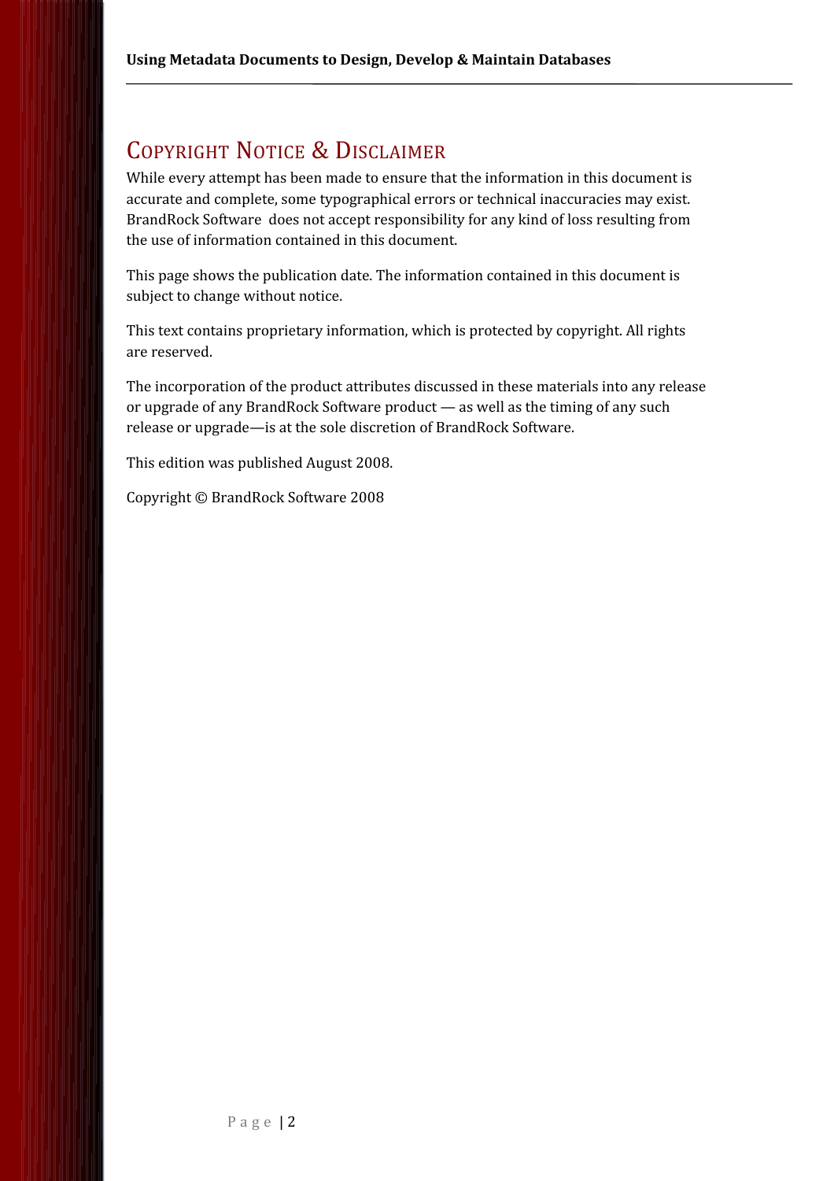# Copyright Notice & Disclaimer

While every attempt has been made to ensure that the information in this document is accurate and complete, some typographical errors or technical inaccuracies may exist. BrandRock Software does not accept responsibility for any kind of loss resulting from the use of information contained in this document.

This page shows the publication date. The information contained in this document is subject to change without notice.

This text contains proprietary information, which is protected by copyright. All rights are reserved.

The incorporation of the product attributes discussed in these materials into any release or upgrade of any BrandRock Software product — as well as the timing of any such release or upgrade—is at the sole discretion of BrandRock Software.

This edition was published August 2008.

Copyright © BrandRock Software 2008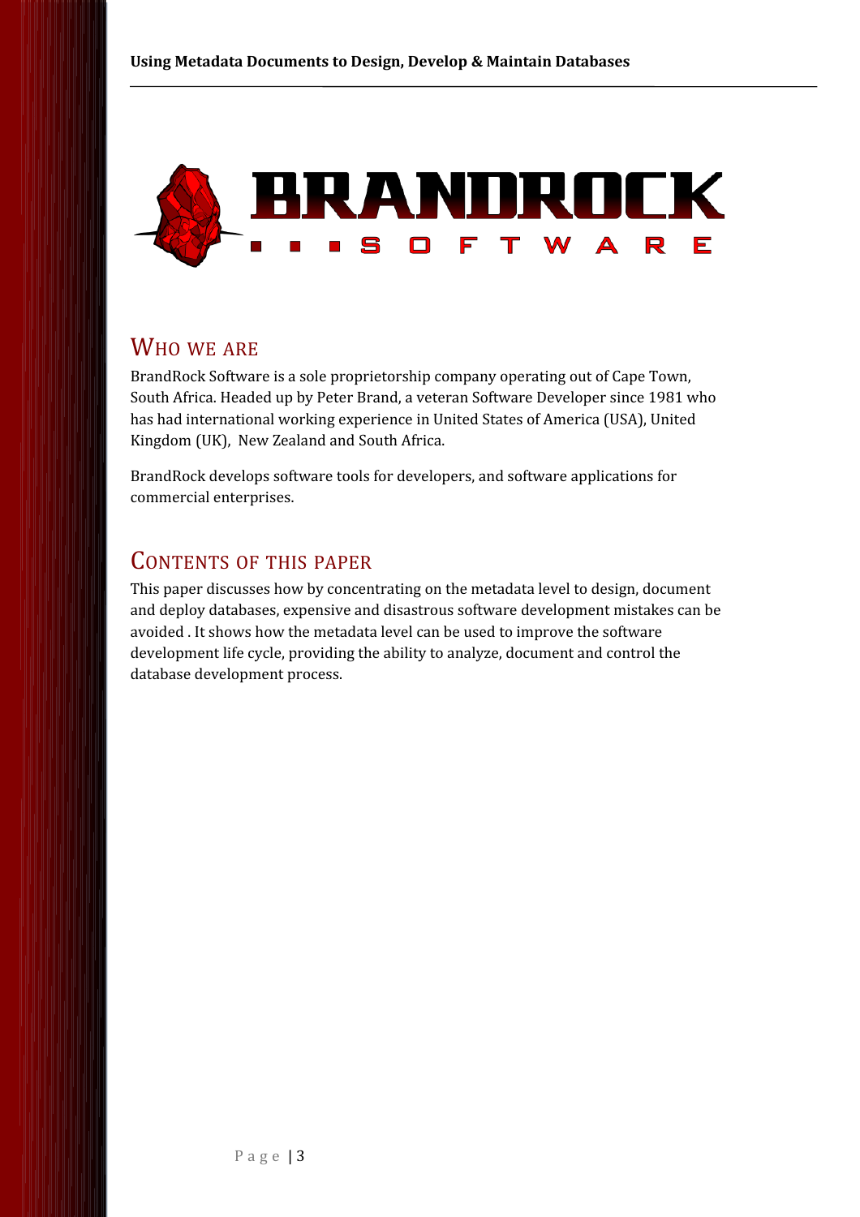## Who we are

BrandRock Software is a sole proprietorship company operating out of Cape Town, South Africa. Headed up by Peter Brand, a veteran Software Developer since 1981 who has had international working experience in United States of America (USA), United Kingdom (UK), New Zealand and South Africa.

BrandRock develops software tools for developers, and software applications for commercial enterprises.

## Contents of this paper

This paper discusses how by concentrating on the metadata level to design, document and deploy databases, expensive and disastrous software development mistakes can be avoided . It shows how the metadata level can be used to improve the software development life cycle, providing the ability to analyze, document and control the database development process.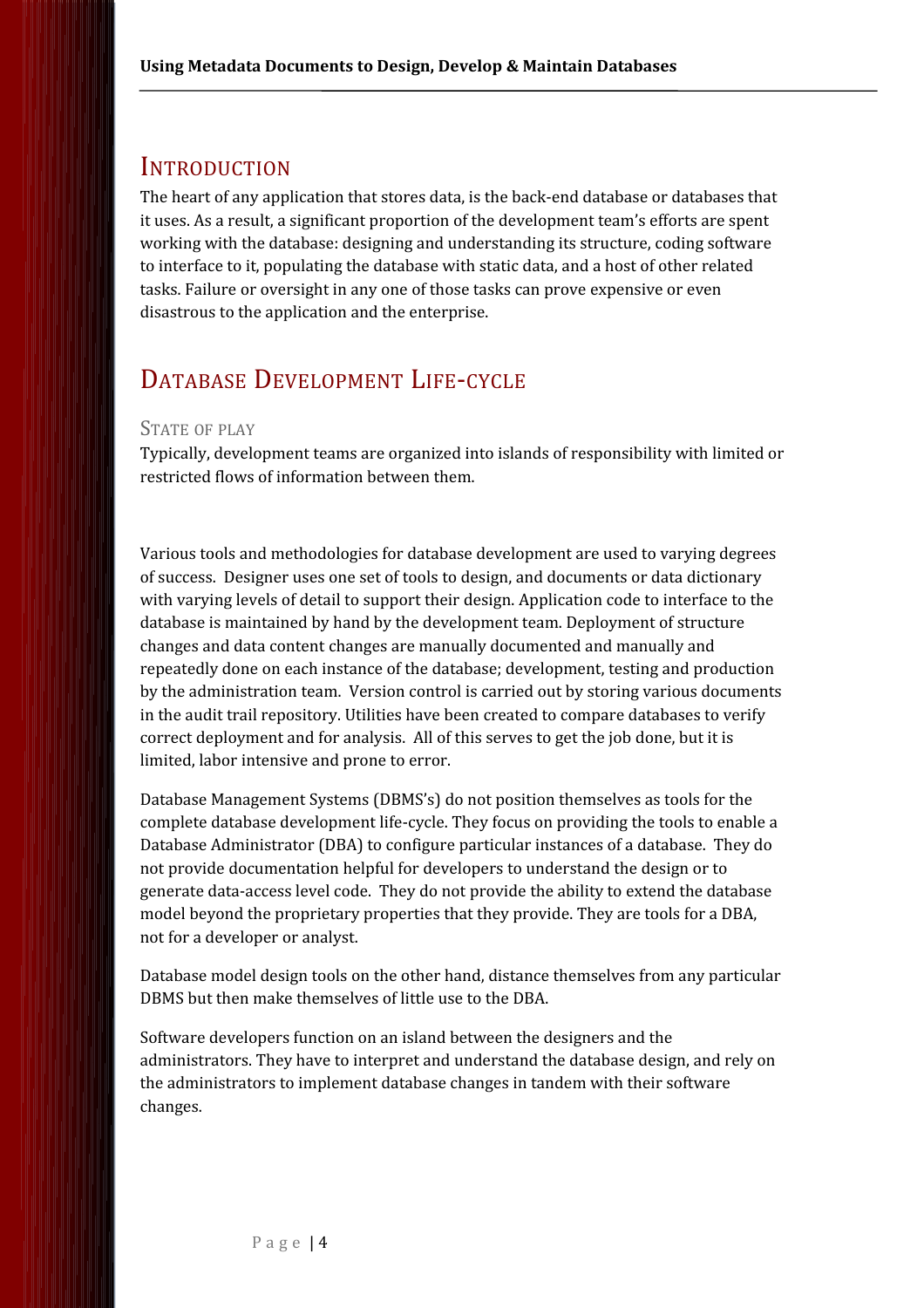# Introduction

The heart of any application that stores data, is the back-end database or databases that it uses. As a result, a significant proportion of the development team's efforts are spent working with the database: designing and understanding its structure, coding software to interface to it, populating the database with static data, and a host of other related tasks. Failure or oversight in any one of those tasks can prove expensive or even disastrous to the application and the enterprise.

# Database Development Life-cycle

## State of play

Typically, development teams are organized into islands of responsibility with limited or restricted flows of information between them.

Various tools and methodologies for database development are used to varying degrees of success. Designer uses one set of tools to design, and documents or data dictionary with varying levels of detail to support their design. Application code to interface to the database is maintained by hand by the development team. Deployment of structure changes and data content changes are manually documented and manually and repeatedly done on each instance of the database; development, testing and production by the administration team. Version control is carried out by storing various documents in the audit trail repository. Utilities have been created to compare databases to verify correct deployment and for analysis. All of this serves to get the job done, but it is limited, labor intensive and prone to error.

Database Management Systems (DBMS's) do not position themselves as tools for the complete database development life-cycle. They focus on providing the tools to enable a Database Administrator (DBA) to configure particular instances of a database. They do not provide documentation helpful for developers to understand the design or to generate data-access level code. They do not provide the ability to extend the database model beyond the proprietary properties that they provide. They are tools for a DBA, not for a developer or analyst.

Database model design tools on the other hand, distance themselves from any particular DBMS but then make themselves of little use to the DBA.

Software developers function on an island between the designers and the administrators. They have to interpret and understand the database design, and rely on the administrators to implement database changes in tandem with their software changes.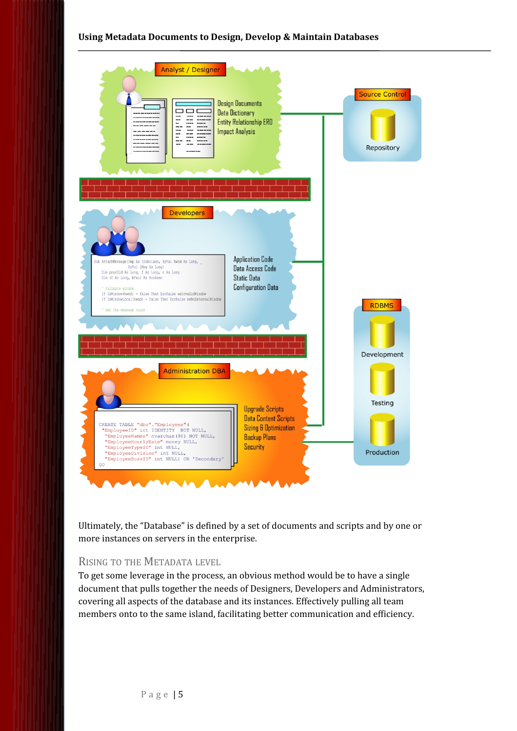Analyst / Designer

Design Documents
Data Dictionary
Entity Relationship ERD
Impact Analysis

Source Control

Repository

Developers

```
Sub AttachMessage(iwp As ISubclass, ByVal hwnd As Long, _
            ByVal iMsg As Long)
  Dim procOld As Long, f As Long, c As Long
  Dim iC As Long, bFail As Boolean

  ' Validate window
  If IsWindow(hwnd) = False Then ErrRaise eeInvalidWindow
  If IsWindowLocal(hwnd) = False Then ErrRaise eeNoExternalWindow

  ' Get the message count
```

Application Code
Data Access Code
Static Data
Configuration Data

RDBMS

Development

Testing

Production

Administration DBA

```
CREATE TABLE "dbo"."Employees"(
 "EmployeeID" int IDENTITY  NOT NULL,
  "EmployeeNames" nvarchar(80) NOT NULL,
  "EmployeeHourlyRate" money NULL,
  "EmployeeTypeID" int NULL,
  "EmployeeDivision" int NULL,
  "EmployeeBossID" int NULL) ON 'Secondary'
GO
```

Upgrade Scripts
Data Content Scripts
Sizing & Optimization
Backup Plans
Security

Ultimately, the "Database" is defined by a set of documents and scripts and by one or more instances on servers in the enterprise.

## Rising to the Metadata Level

To get some leverage in the process, an obvious method would be to have a single document that pulls together the needs of Designers, Developers and Administrators, covering all aspects of the database and its instances. Effectively pulling all team members onto to the same island, facilitating better communication and efficiency.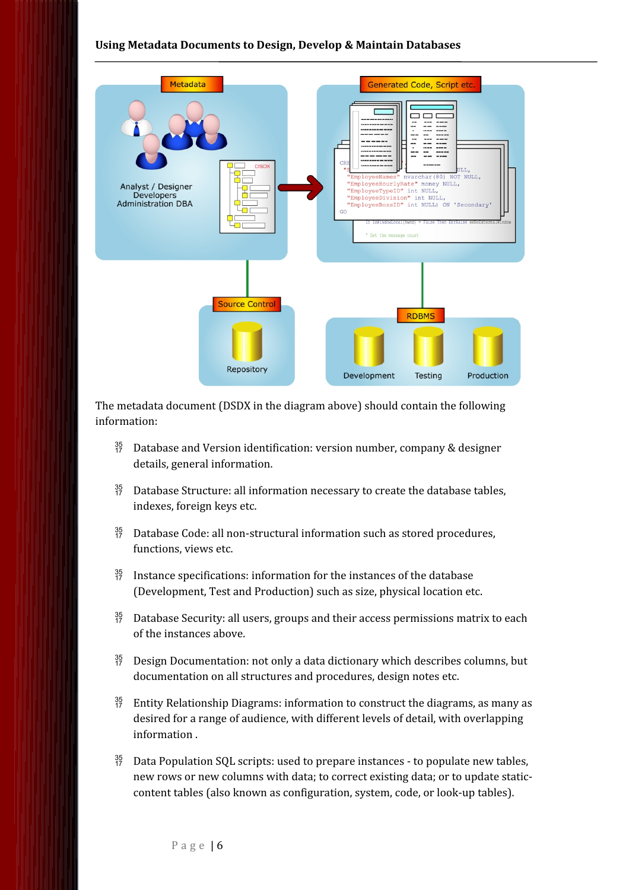The metadata document (DSDX in the diagram above) should contain the following information:

- Database and Version identification: version number, company & designer details, general information.
- Database Structure: all information necessary to create the database tables, indexes, foreign keys etc.
- Database Code: all non-structural information such as stored procedures, functions, views etc.
- Instance specifications: information for the instances of the database (Development, Test and Production) such as size, physical location etc.
- Database Security: all users, groups and their access permissions matrix to each of the instances above.
- Design Documentation: not only a data dictionary which describes columns, but documentation on all structures and procedures, design notes etc.
- Entity Relationship Diagrams: information to construct the diagrams, as many as desired for a range of audience, with different levels of detail, with overlapping information .
- Data Population SQL scripts: used to prepare instances - to populate new tables, new rows or new columns with data; to correct existing data; or to update static-content tables (also known as configuration, system, code, or look-up tables).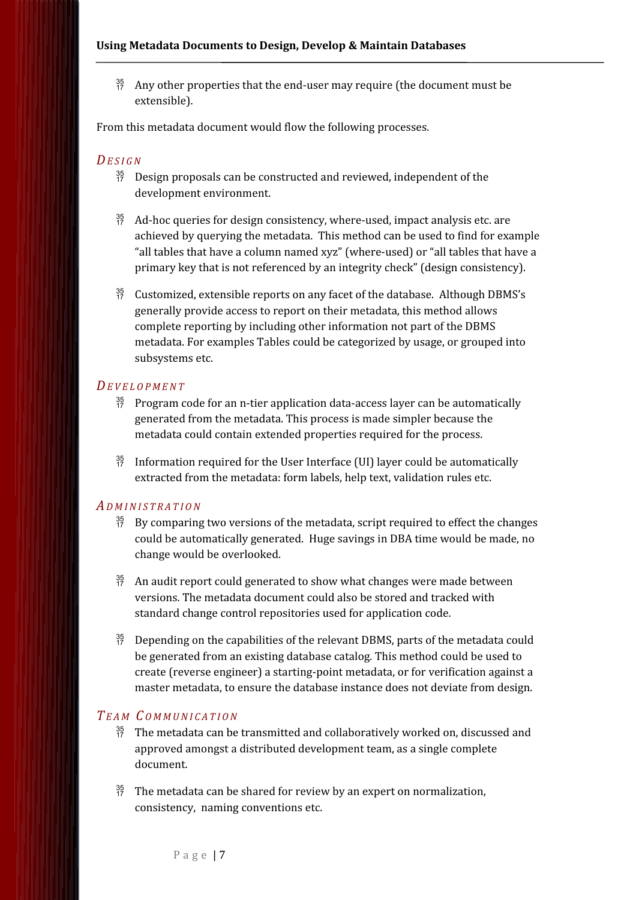- Any other properties that the end-user may require (the document must be extensible).

From this metadata document would flow the following processes.

### *Design*

- Design proposals can be constructed and reviewed, independent of the development environment.

- Ad-hoc queries for design consistency, where-used, impact analysis etc. are achieved by querying the metadata. This method can be used to find for example “all tables that have a column named xyz” (where-used) or “all tables that have a primary key that is not referenced by an integrity check” (design consistency).

- Customized, extensible reports on any facet of the database. Although DBMS’s generally provide access to report on their metadata, this method allows complete reporting by including other information not part of the DBMS metadata. For examples Tables could be categorized by usage, or grouped into subsystems etc.

### *Development*

- Program code for an n-tier application data-access layer can be automatically generated from the metadata. This process is made simpler because the metadata could contain extended properties required for the process.

- Information required for the User Interface (UI) layer could be automatically extracted from the metadata: form labels, help text, validation rules etc.

### *Administration*

- By comparing two versions of the metadata, script required to effect the changes could be automatically generated. Huge savings in DBA time would be made, no change would be overlooked.

- An audit report could generated to show what changes were made between versions. The metadata document could also be stored and tracked with standard change control repositories used for application code.

- Depending on the capabilities of the relevant DBMS, parts of the metadata could be generated from an existing database catalog. This method could be used to create (reverse engineer) a starting-point metadata, or for verification against a master metadata, to ensure the database instance does not deviate from design.

### *Team Communication*

- The metadata can be transmitted and collaboratively worked on, discussed and approved amongst a distributed development team, as a single complete document.

- The metadata can be shared for review by an expert on normalization, consistency, naming conventions etc.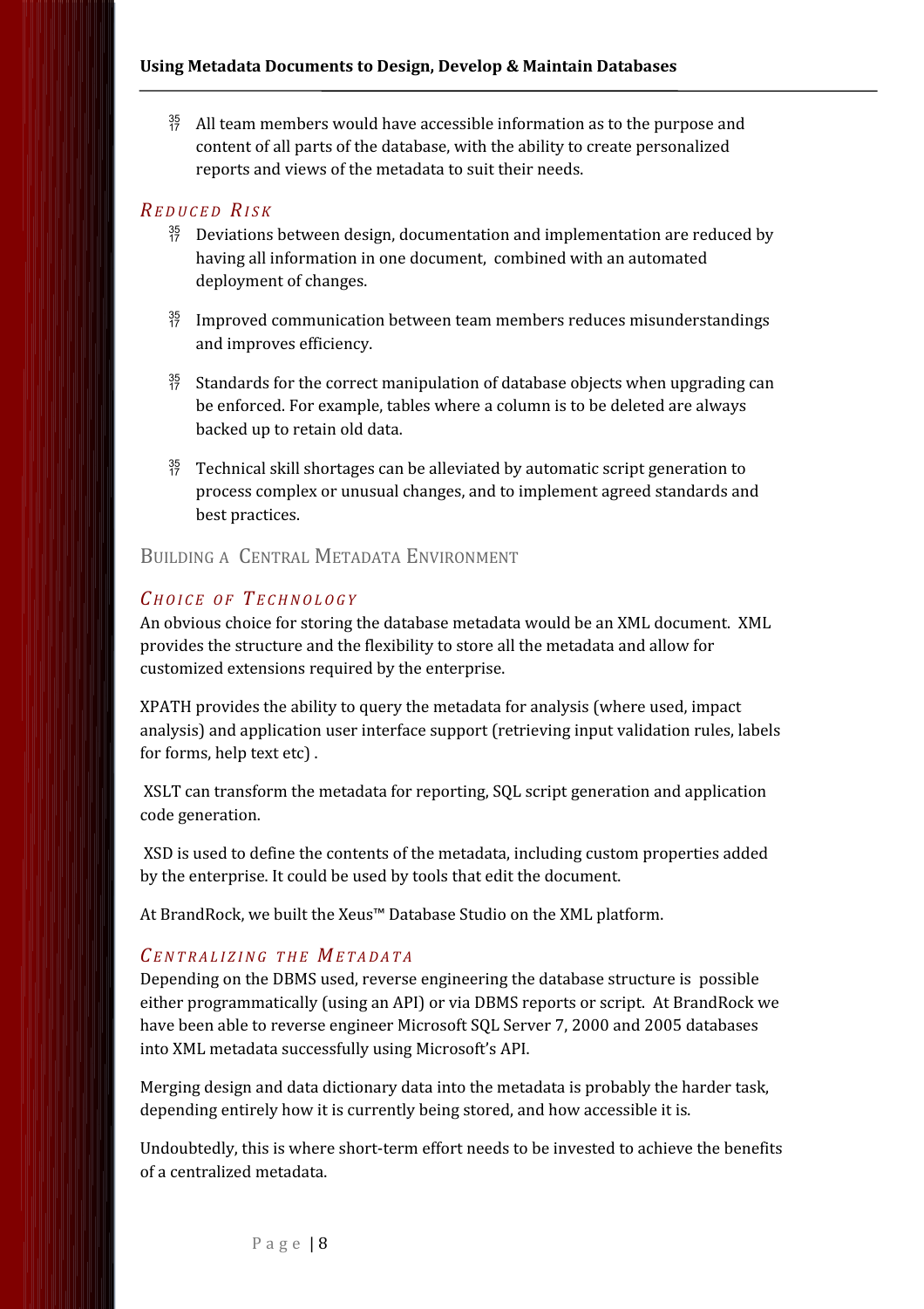- All team members would have accessible information as to the purpose and content of all parts of the database, with the ability to create personalized reports and views of the metadata to suit their needs.

### *Reduced Risk*

- Deviations between design, documentation and implementation are reduced by having all information in one document, combined with an automated deployment of changes.
- Improved communication between team members reduces misunderstandings and improves efficiency.
- Standards for the correct manipulation of database objects when upgrading can be enforced. For example, tables where a column is to be deleted are always backed up to retain old data.
- Technical skill shortages can be alleviated by automatic script generation to process complex or unusual changes, and to implement agreed standards and best practices.

## Building a Central Metadata Environment

### *Choice of Technology*

An obvious choice for storing the database metadata would be an XML document. XML provides the structure and the flexibility to store all the metadata and allow for customized extensions required by the enterprise.

XPATH provides the ability to query the metadata for analysis (where used, impact analysis) and application user interface support (retrieving input validation rules, labels for forms, help text etc) .

XSLT can transform the metadata for reporting, SQL script generation and application code generation.

XSD is used to define the contents of the metadata, including custom properties added by the enterprise. It could be used by tools that edit the document.

At BrandRock, we built the Xeus™ Database Studio on the XML platform.

### *Centralizing the Metadata*

Depending on the DBMS used, reverse engineering the database structure is possible either programmatically (using an API) or via DBMS reports or script. At BrandRock we have been able to reverse engineer Microsoft SQL Server 7, 2000 and 2005 databases into XML metadata successfully using Microsoft's API.

Merging design and data dictionary data into the metadata is probably the harder task, depending entirely how it is currently being stored, and how accessible it is.

Undoubtedly, this is where short-term effort needs to be invested to achieve the benefits of a centralized metadata.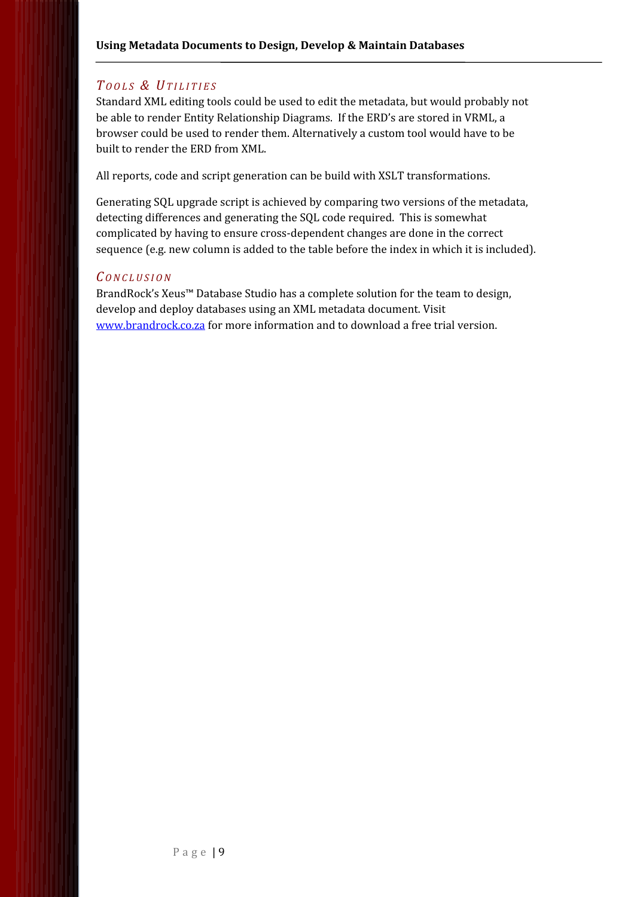## *Tools & Utilities*

Standard XML editing tools could be used to edit the metadata, but would probably not be able to render Entity Relationship Diagrams. If the ERD's are stored in VRML, a browser could be used to render them. Alternatively a custom tool would have to be built to render the ERD from XML.

All reports, code and script generation can be build with XSLT transformations.

Generating SQL upgrade script is achieved by comparing two versions of the metadata, detecting differences and generating the SQL code required. This is somewhat complicated by having to ensure cross-dependent changes are done in the correct sequence (e.g. new column is added to the table before the index in which it is included).

## *Conclusion*

BrandRock's Xeus™ Database Studio has a complete solution for the team to design, develop and deploy databases using an XML metadata document. Visit [www.brandrock.co.za](http://www.brandrock.co.za) for more information and to download a free trial version.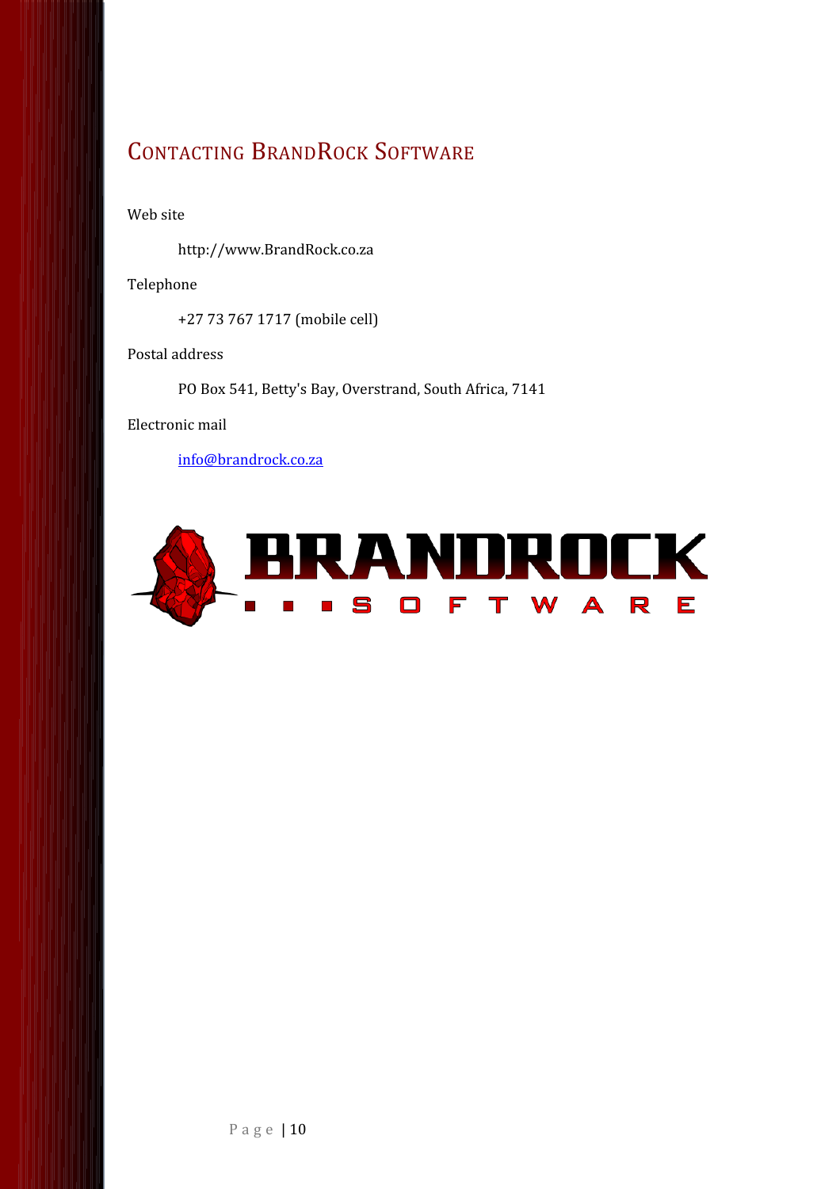# Contacting BrandRock Software

Web site

http://www.BrandRock.co.za

Telephone

+27 73 767 1717 (mobile cell)

Postal address

PO Box 541, Betty's Bay, Overstrand, South Africa, 7141

Electronic mail

info@brandrock.co.za

BRANDROCK

SOFTWARE